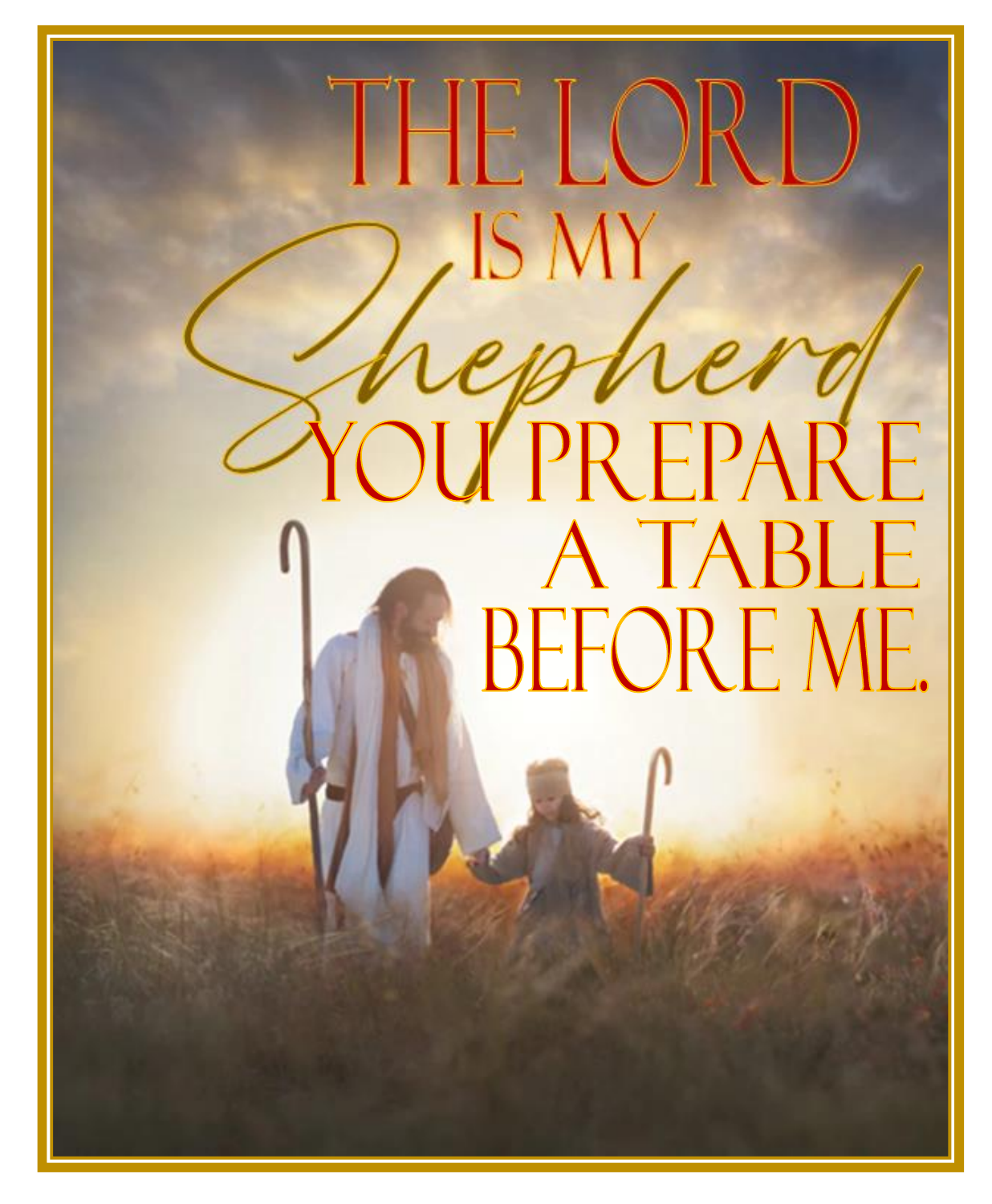# THE LORD IS MY *Shepherd*

## YOU PREPARE A TABLE BEFORE ME.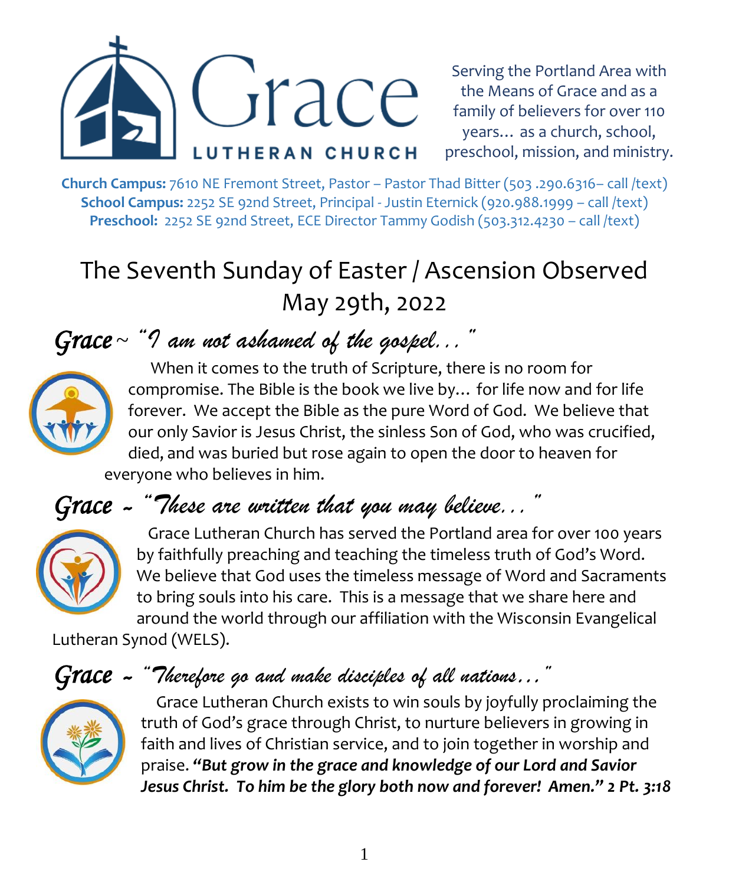# Grace LUTHERAN CHURCH

Serving the Portland Area with the Means of Grace and as a family of believers for over 110 years… as a church, school, preschool, mission, and ministry.

**Church Campus:** 7610 NE Fremont Street, Pastor – Pastor Thad Bitter (503 .290.6316– call /text)
**School Campus:** 2252 SE 92nd Street, Principal - Justin Eternick (920.988.1999 – call /text)
**Preschool:** 2252 SE 92nd Street, ECE Director Tammy Godish (503.312.4230 – call /text)

## The Seventh Sunday of Easter / Ascension Observed
## May 29th, 2022

### *Grace ~ "I am not ashamed of the gospel…"*

When it comes to the truth of Scripture, there is no room for compromise. The Bible is the book we live by… for life now and for life forever. We accept the Bible as the pure Word of God. We believe that our only Savior is Jesus Christ, the sinless Son of God, who was crucified, died, and was buried but rose again to open the door to heaven for everyone who believes in him.

### *Grace ~ "These are written that you may believe…"*

Grace Lutheran Church has served the Portland area for over 100 years by faithfully preaching and teaching the timeless truth of God's Word. We believe that God uses the timeless message of Word and Sacraments to bring souls into his care. This is a message that we share here and around the world through our affiliation with the Wisconsin Evangelical Lutheran Synod (WELS).

### *Grace ~ "Therefore go and make disciples of all nations…"*

Grace Lutheran Church exists to win souls by joyfully proclaiming the truth of God's grace through Christ, to nurture believers in growing in faith and lives of Christian service, and to join together in worship and praise. ***"But grow in the grace and knowledge of our Lord and Savior Jesus Christ. To him be the glory both now and forever! Amen." 2 Pt. 3:18***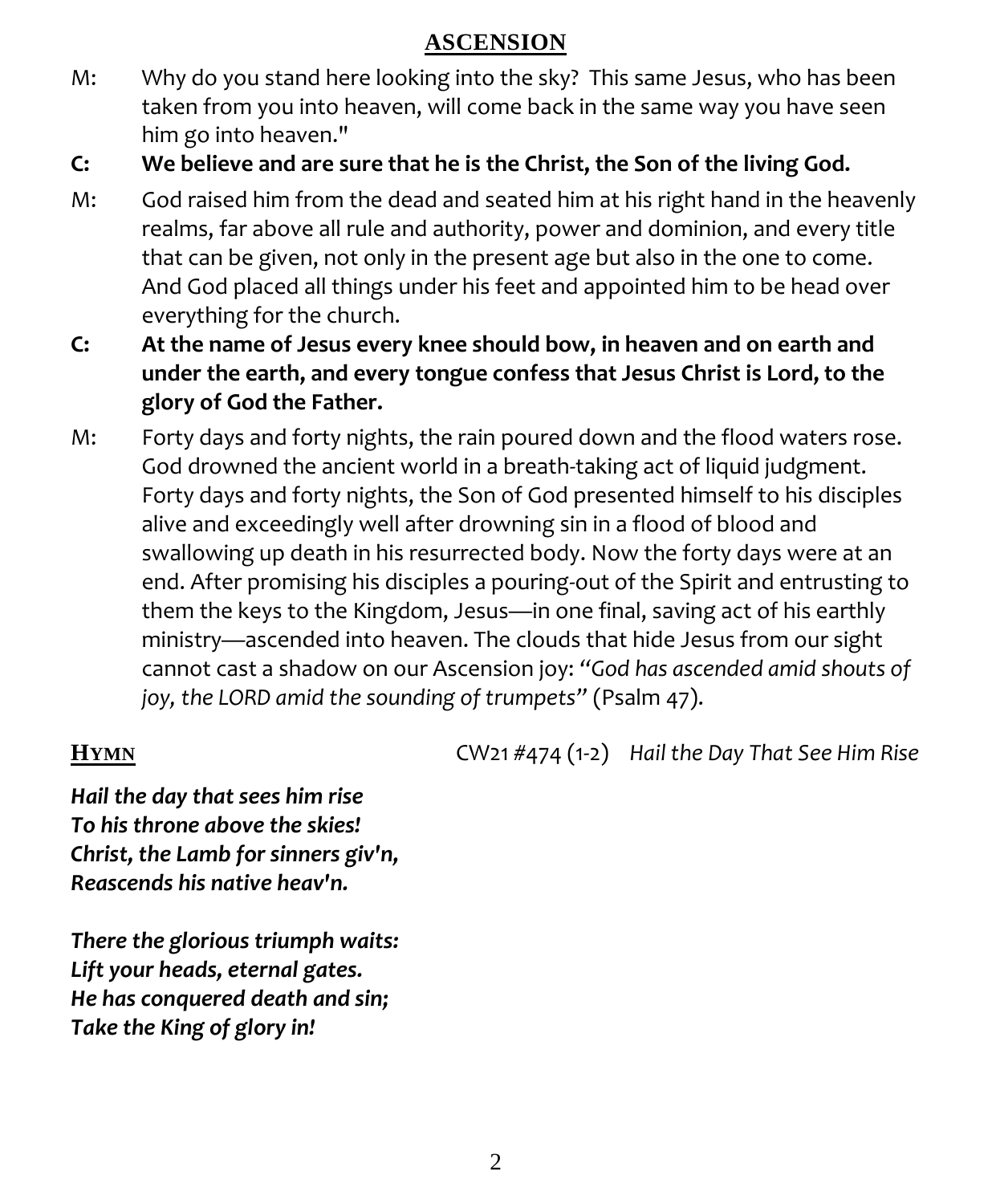## ASCENSION

M: Why do you stand here looking into the sky? This same Jesus, who has been taken from you into heaven, will come back in the same way you have seen him go into heaven."

**C: We believe and are sure that he is the Christ, the Son of the living God.**

M: God raised him from the dead and seated him at his right hand in the heavenly realms, far above all rule and authority, power and dominion, and every title that can be given, not only in the present age but also in the one to come. And God placed all things under his feet and appointed him to be head over everything for the church.

**C: At the name of Jesus every knee should bow, in heaven and on earth and under the earth, and every tongue confess that Jesus Christ is Lord, to the glory of God the Father.**

M: Forty days and forty nights, the rain poured down and the flood waters rose. God drowned the ancient world in a breath-taking act of liquid judgment. Forty days and forty nights, the Son of God presented himself to his disciples alive and exceedingly well after drowning sin in a flood of blood and swallowing up death in his resurrected body. Now the forty days were at an end. After promising his disciples a pouring-out of the Spirit and entrusting to them the keys to the Kingdom, Jesus—in one final, saving act of his earthly ministry—ascended into heaven. The clouds that hide Jesus from our sight cannot cast a shadow on our Ascension joy: *"God has ascended amid shouts of joy, the LORD amid the sounding of trumpets"* (Psalm 47).

**HYMN** CW21 #474 (1-2) *Hail the Day That See Him Rise*

***Hail the day that sees him rise***
***To his throne above the skies!***
***Christ, the Lamb for sinners giv'n,***
***Reascends his native heav'n.***

***There the glorious triumph waits:***
***Lift your heads, eternal gates.***
***He has conquered death and sin;***
***Take the King of glory in!***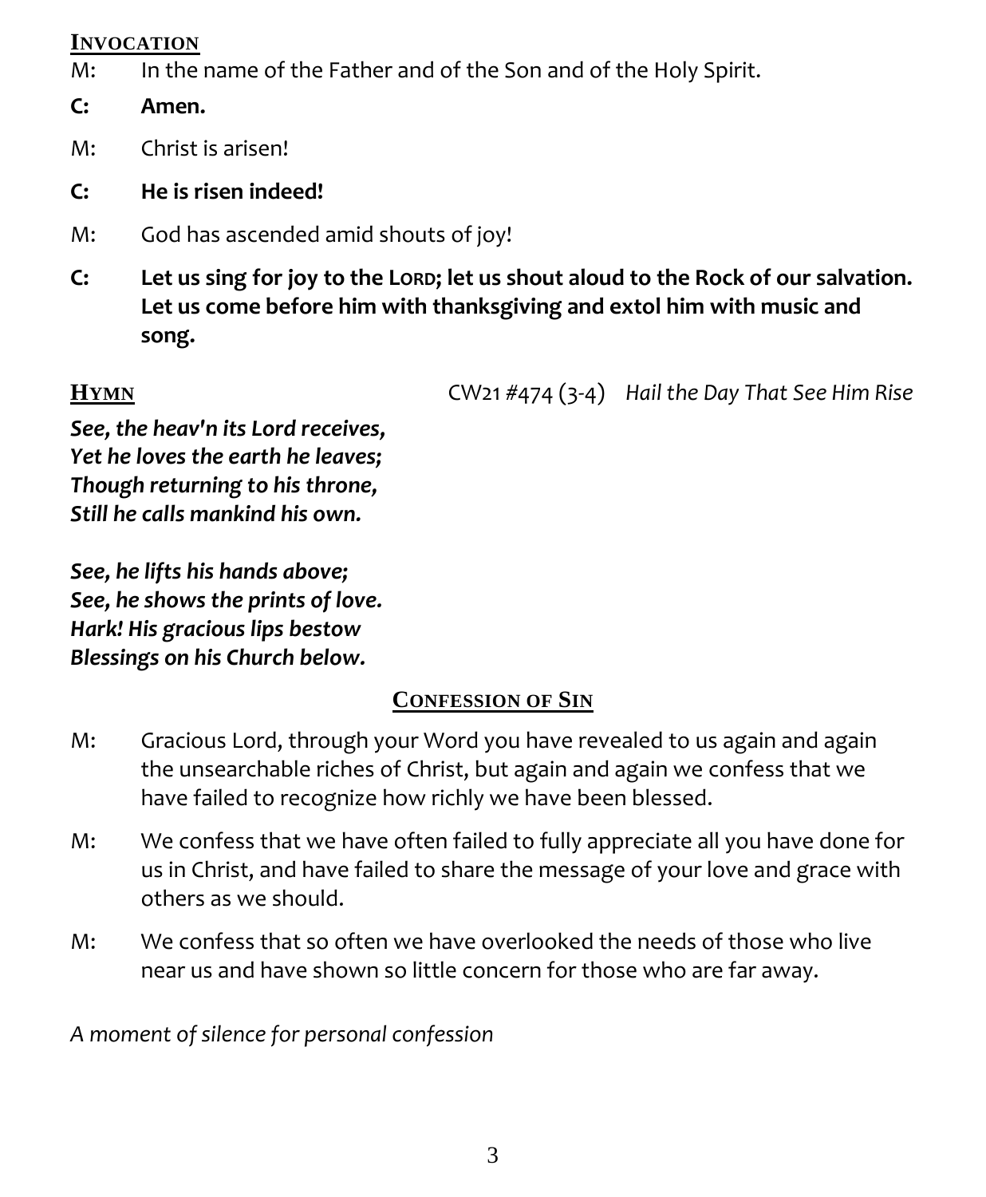## INVOCATION

M: In the name of the Father and of the Son and of the Holy Spirit.

**C: Amen.**

M: Christ is arisen!

**C: He is risen indeed!**

M: God has ascended amid shouts of joy!

**C: Let us sing for joy to the LORD; let us shout aloud to the Rock of our salvation. Let us come before him with thanksgiving and extol him with music and song.**

## HYMN

CW21 #474 (3-4) *Hail the Day That See Him Rise*

***See, the heav'n its Lord receives,***
***Yet he loves the earth he leaves;***
***Though returning to his throne,***
***Still he calls mankind his own.***

***See, he lifts his hands above;***
***See, he shows the prints of love.***
***Hark! His gracious lips bestow***
***Blessings on his Church below.***

## CONFESSION OF SIN

M: Gracious Lord, through your Word you have revealed to us again and again the unsearchable riches of Christ, but again and again we confess that we have failed to recognize how richly we have been blessed.

M: We confess that we have often failed to fully appreciate all you have done for us in Christ, and have failed to share the message of your love and grace with others as we should.

M: We confess that so often we have overlooked the needs of those who live near us and have shown so little concern for those who are far away.

*A moment of silence for personal confession*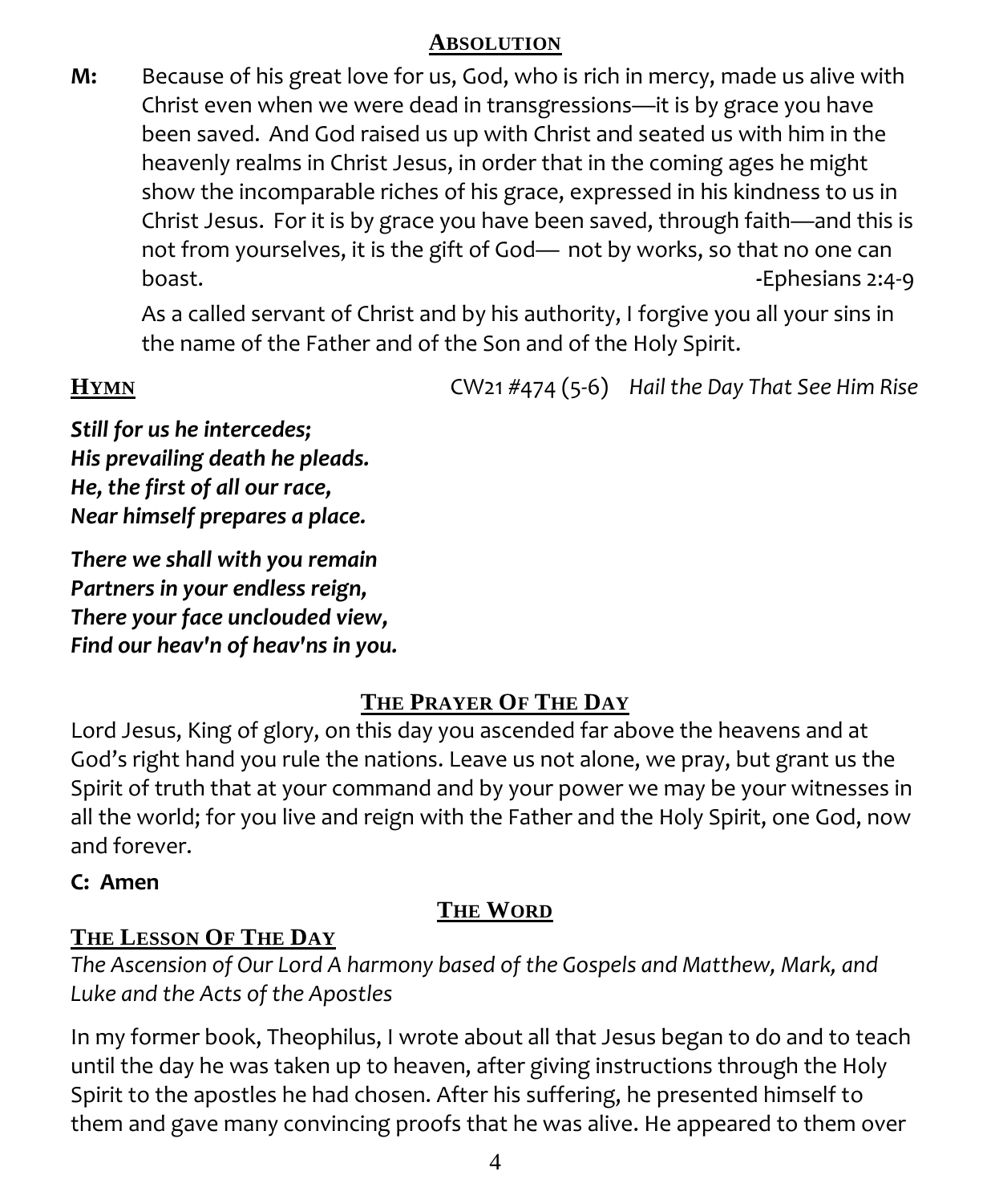## ABSOLUTION

**M:** Because of his great love for us, God, who is rich in mercy, made us alive with Christ even when we were dead in transgressions—it is by grace you have been saved. And God raised us up with Christ and seated us with him in the heavenly realms in Christ Jesus, in order that in the coming ages he might show the incomparable riches of his grace, expressed in his kindness to us in Christ Jesus. For it is by grace you have been saved, through faith—and this is not from yourselves, it is the gift of God— not by works, so that no one can boast. -Ephesians 2:4-9

As a called servant of Christ and by his authority, I forgive you all your sins in the name of the Father and of the Son and of the Holy Spirit.

## HYMN CW21 #474 (5-6) *Hail the Day That See Him Rise*

***Still for us he intercedes;***
***His prevailing death he pleads.***
***He, the first of all our race,***
***Near himself prepares a place.***

***There we shall with you remain***
***Partners in your endless reign,***
***There your face unclouded view,***
***Find our heav'n of heav'ns in you.***

## THE PRAYER OF THE DAY

Lord Jesus, King of glory, on this day you ascended far above the heavens and at God's right hand you rule the nations. Leave us not alone, we pray, but grant us the Spirit of truth that at your command and by your power we may be your witnesses in all the world; for you live and reign with the Father and the Holy Spirit, one God, now and forever.

**C: Amen**

## THE WORD

### THE LESSON OF THE DAY

*The Ascension of Our Lord A harmony based of the Gospels and Matthew, Mark, and Luke and the Acts of the Apostles*

In my former book, Theophilus, I wrote about all that Jesus began to do and to teach until the day he was taken up to heaven, after giving instructions through the Holy Spirit to the apostles he had chosen. After his suffering, he presented himself to them and gave many convincing proofs that he was alive. He appeared to them over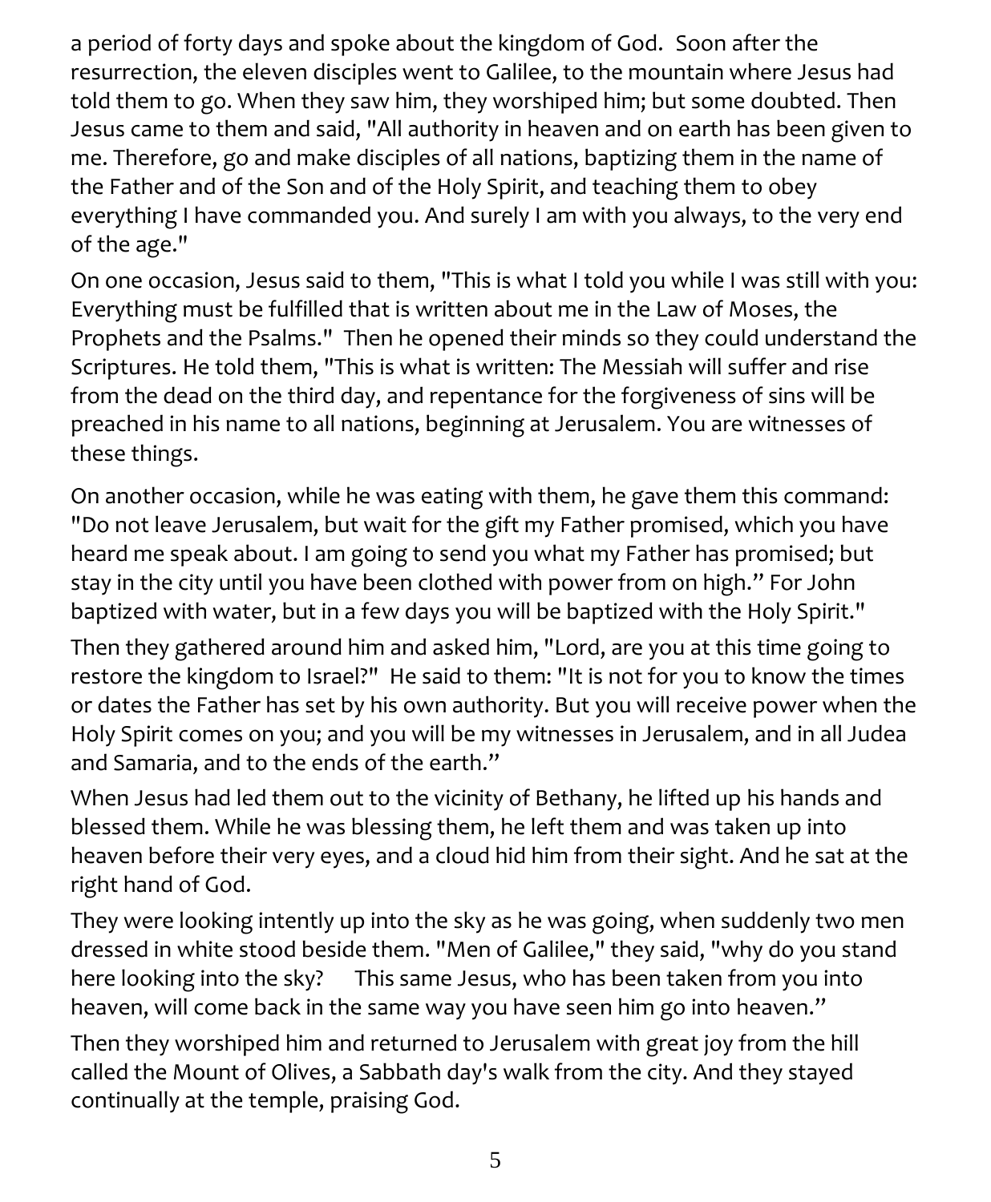a period of forty days and spoke about the kingdom of God. Soon after the resurrection, the eleven disciples went to Galilee, to the mountain where Jesus had told them to go. When they saw him, they worshiped him; but some doubted. Then Jesus came to them and said, "All authority in heaven and on earth has been given to me. Therefore, go and make disciples of all nations, baptizing them in the name of the Father and of the Son and of the Holy Spirit, and teaching them to obey everything I have commanded you. And surely I am with you always, to the very end of the age."

On one occasion, Jesus said to them, "This is what I told you while I was still with you: Everything must be fulfilled that is written about me in the Law of Moses, the Prophets and the Psalms." Then he opened their minds so they could understand the Scriptures. He told them, "This is what is written: The Messiah will suffer and rise from the dead on the third day, and repentance for the forgiveness of sins will be preached in his name to all nations, beginning at Jerusalem. You are witnesses of these things.

On another occasion, while he was eating with them, he gave them this command: "Do not leave Jerusalem, but wait for the gift my Father promised, which you have heard me speak about. I am going to send you what my Father has promised; but stay in the city until you have been clothed with power from on high." For John baptized with water, but in a few days you will be baptized with the Holy Spirit."

Then they gathered around him and asked him, "Lord, are you at this time going to restore the kingdom to Israel?" He said to them: "It is not for you to know the times or dates the Father has set by his own authority. But you will receive power when the Holy Spirit comes on you; and you will be my witnesses in Jerusalem, and in all Judea and Samaria, and to the ends of the earth."

When Jesus had led them out to the vicinity of Bethany, he lifted up his hands and blessed them. While he was blessing them, he left them and was taken up into heaven before their very eyes, and a cloud hid him from their sight. And he sat at the right hand of God.

They were looking intently up into the sky as he was going, when suddenly two men dressed in white stood beside them. "Men of Galilee," they said, "why do you stand here looking into the sky? This same Jesus, who has been taken from you into heaven, will come back in the same way you have seen him go into heaven."

Then they worshiped him and returned to Jerusalem with great joy from the hill called the Mount of Olives, a Sabbath day's walk from the city. And they stayed continually at the temple, praising God.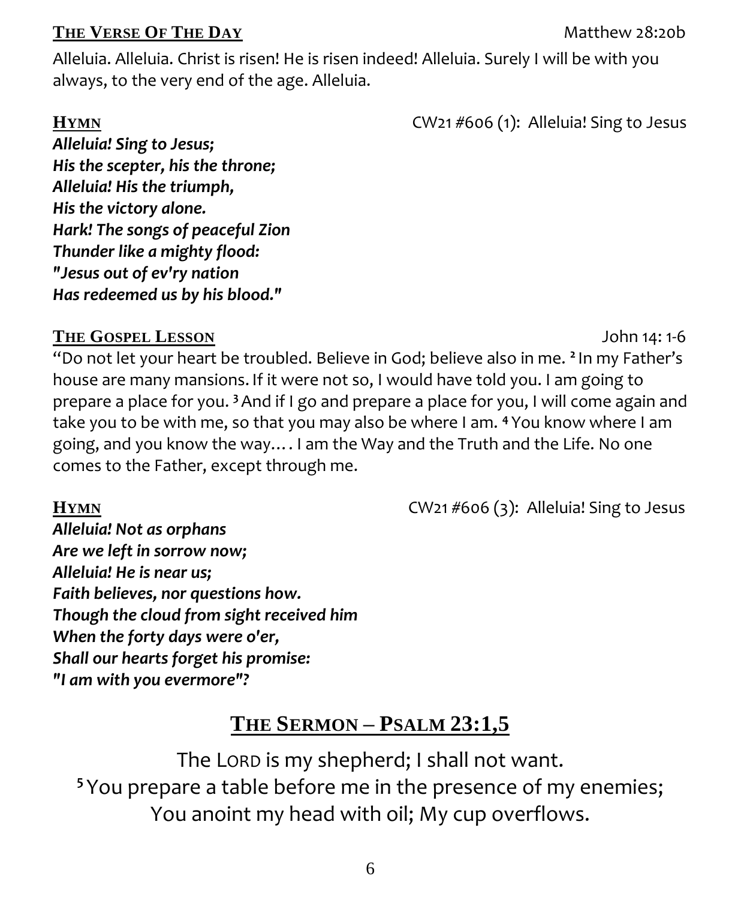**THE VERSE OF THE DAY** Matthew 28:20b

Alleluia. Alleluia. Christ is risen! He is risen indeed! Alleluia. Surely I will be with you always, to the very end of the age. Alleluia.

**HYMN** CW21 #606 (1): Alleluia! Sing to Jesus

***Alleluia! Sing to Jesus;***
***His the scepter, his the throne;***
***Alleluia! His the triumph,***
***His the victory alone.***
***Hark! The songs of peaceful Zion***
***Thunder like a mighty flood:***
***"Jesus out of ev'ry nation***
***Has redeemed us by his blood."***

**THE GOSPEL LESSON** John 14: 1-6

"Do not let your heart be troubled. Believe in God; believe also in me. [2] In my Father's house are many mansions. If it were not so, I would have told you. I am going to prepare a place for you. [3] And if I go and prepare a place for you, I will come again and take you to be with me, so that you may also be where I am. [4] You know where I am going, and you know the way…. I am the Way and the Truth and the Life. No one comes to the Father, except through me.

**HYMN** CW21 #606 (3): Alleluia! Sing to Jesus

***Alleluia! Not as orphans***
***Are we left in sorrow now;***
***Alleluia! He is near us;***
***Faith believes, nor questions how.***
***Though the cloud from sight received him***
***When the forty days were o'er,***
***Shall our hearts forget his promise:***
***"I am with you evermore"?***

## THE SERMON – PSALM 23:1,5

The LORD is my shepherd; I shall not want.
[5] You prepare a table before me in the presence of my enemies;
You anoint my head with oil; My cup overflows.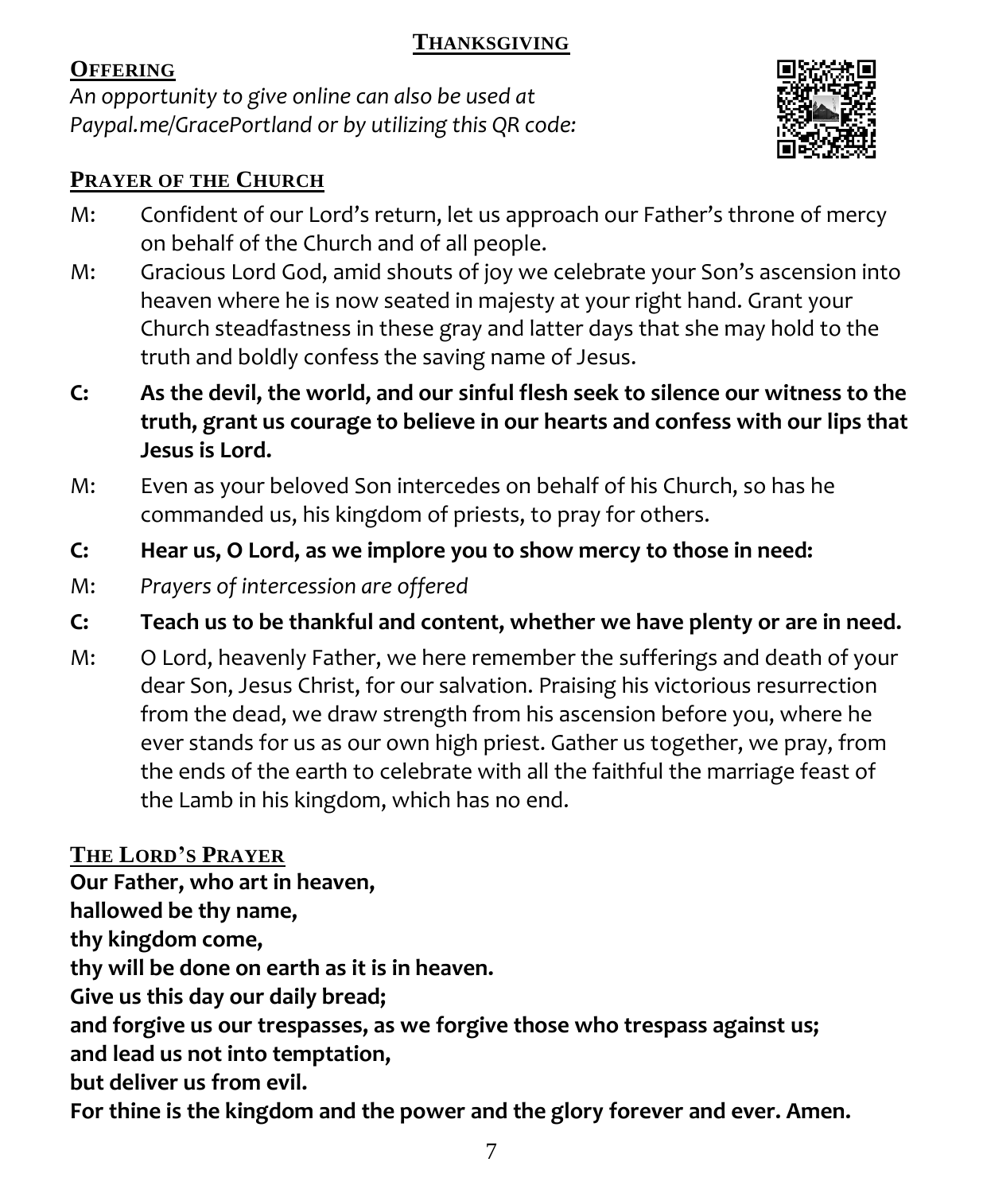## THANKSGIVING

### OFFERING

*An opportunity to give online can also be used at Paypal.me/GracePortland or by utilizing this QR code:*

### PRAYER OF THE CHURCH

M: Confident of our Lord's return, let us approach our Father's throne of mercy on behalf of the Church and of all people.

M: Gracious Lord God, amid shouts of joy we celebrate your Son's ascension into heaven where he is now seated in majesty at your right hand. Grant your Church steadfastness in these gray and latter days that she may hold to the truth and boldly confess the saving name of Jesus.

**C: As the devil, the world, and our sinful flesh seek to silence our witness to the truth, grant us courage to believe in our hearts and confess with our lips that Jesus is Lord.**

M: Even as your beloved Son intercedes on behalf of his Church, so has he commanded us, his kingdom of priests, to pray for others.

**C: Hear us, O Lord, as we implore you to show mercy to those in need:**

M: *Prayers of intercession are offered*

**C: Teach us to be thankful and content, whether we have plenty or are in need.**

M: O Lord, heavenly Father, we here remember the sufferings and death of your dear Son, Jesus Christ, for our salvation. Praising his victorious resurrection from the dead, we draw strength from his ascension before you, where he ever stands for us as our own high priest. Gather us together, we pray, from the ends of the earth to celebrate with all the faithful the marriage feast of the Lamb in his kingdom, which has no end.

### THE LORD'S PRAYER

**Our Father, who art in heaven,**
**hallowed be thy name,**
**thy kingdom come,**
**thy will be done on earth as it is in heaven.**
**Give us this day our daily bread;**
**and forgive us our trespasses, as we forgive those who trespass against us;**
**and lead us not into temptation,**
**but deliver us from evil.**
**For thine is the kingdom and the power and the glory forever and ever. Amen.**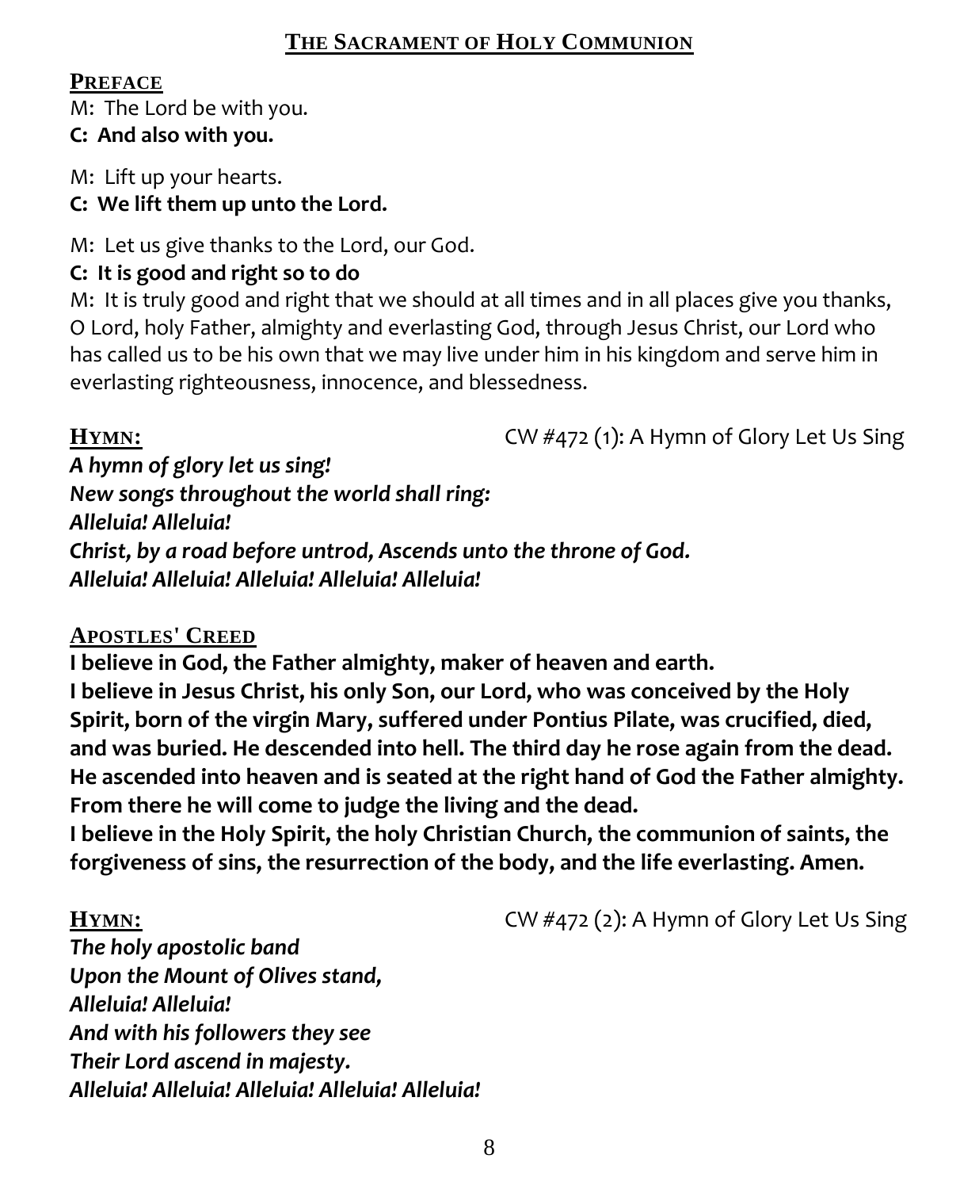## THE SACRAMENT OF HOLY COMMUNION

### PREFACE

M: The Lord be with you.
**C: And also with you.**

M: Lift up your hearts.
**C: We lift them up unto the Lord.**

M: Let us give thanks to the Lord, our God.
**C: It is good and right so to do**
M: It is truly good and right that we should at all times and in all places give you thanks, O Lord, holy Father, almighty and everlasting God, through Jesus Christ, our Lord who has called us to be his own that we may live under him in his kingdom and serve him in everlasting righteousness, innocence, and blessedness.

**HYMN:** CW #472 (1): A Hymn of Glory Let Us Sing

*A hymn of glory let us sing!*
*New songs throughout the world shall ring:*
*Alleluia! Alleluia!*
*Christ, by a road before untrod, Ascends unto the throne of God.*
*Alleluia! Alleluia! Alleluia! Alleluia! Alleluia!*

### APOSTLES' CREED

**I believe in God, the Father almighty, maker of heaven and earth.**
**I believe in Jesus Christ, his only Son, our Lord, who was conceived by the Holy Spirit, born of the virgin Mary, suffered under Pontius Pilate, was crucified, died, and was buried. He descended into hell. The third day he rose again from the dead. He ascended into heaven and is seated at the right hand of God the Father almighty. From there he will come to judge the living and the dead.**
**I believe in the Holy Spirit, the holy Christian Church, the communion of saints, the forgiveness of sins, the resurrection of the body, and the life everlasting. Amen.**

**HYMN:** CW #472 (2): A Hymn of Glory Let Us Sing

*The holy apostolic band*
*Upon the Mount of Olives stand,*
*Alleluia! Alleluia!*
*And with his followers they see*
*Their Lord ascend in majesty.*
*Alleluia! Alleluia! Alleluia! Alleluia! Alleluia!*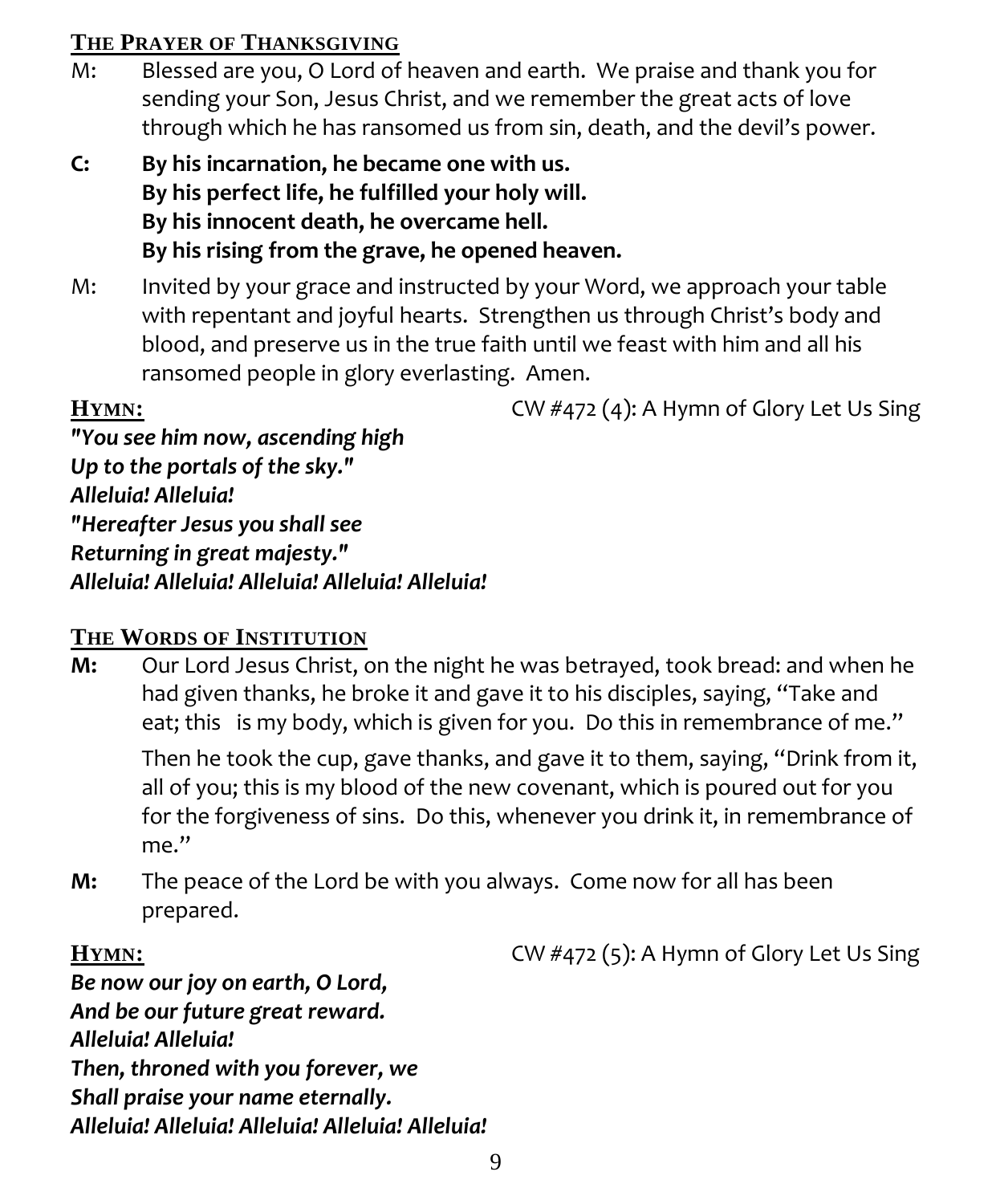## THE PRAYER OF THANKSGIVING

M: Blessed are you, O Lord of heaven and earth. We praise and thank you for sending your Son, Jesus Christ, and we remember the great acts of love through which he has ransomed us from sin, death, and the devil's power.

**C: By his incarnation, he became one with us.**
**By his perfect life, he fulfilled your holy will.**
**By his innocent death, he overcame hell.**
**By his rising from the grave, he opened heaven.**

M: Invited by your grace and instructed by your Word, we approach your table with repentant and joyful hearts. Strengthen us through Christ's body and blood, and preserve us in the true faith until we feast with him and all his ransomed people in glory everlasting. Amen.

**HYMN:** CW #472 (4): A Hymn of Glory Let Us Sing

***"You see him now, ascending high***
***Up to the portals of the sky."***
***Alleluia! Alleluia!***
***"Hereafter Jesus you shall see***
***Returning in great majesty."***
***Alleluia! Alleluia! Alleluia! Alleluia! Alleluia!***

## THE WORDS OF INSTITUTION

**M:** Our Lord Jesus Christ, on the night he was betrayed, took bread: and when he had given thanks, he broke it and gave it to his disciples, saying, "Take and eat; this is my body, which is given for you. Do this in remembrance of me."

Then he took the cup, gave thanks, and gave it to them, saying, "Drink from it, all of you; this is my blood of the new covenant, which is poured out for you for the forgiveness of sins. Do this, whenever you drink it, in remembrance of me."

**M:** The peace of the Lord be with you always. Come now for all has been prepared.

**HYMN:** CW #472 (5): A Hymn of Glory Let Us Sing

***Be now our joy on earth, O Lord,***
***And be our future great reward.***
***Alleluia! Alleluia!***
***Then, throned with you forever, we***
***Shall praise your name eternally.***
***Alleluia! Alleluia! Alleluia! Alleluia! Alleluia!***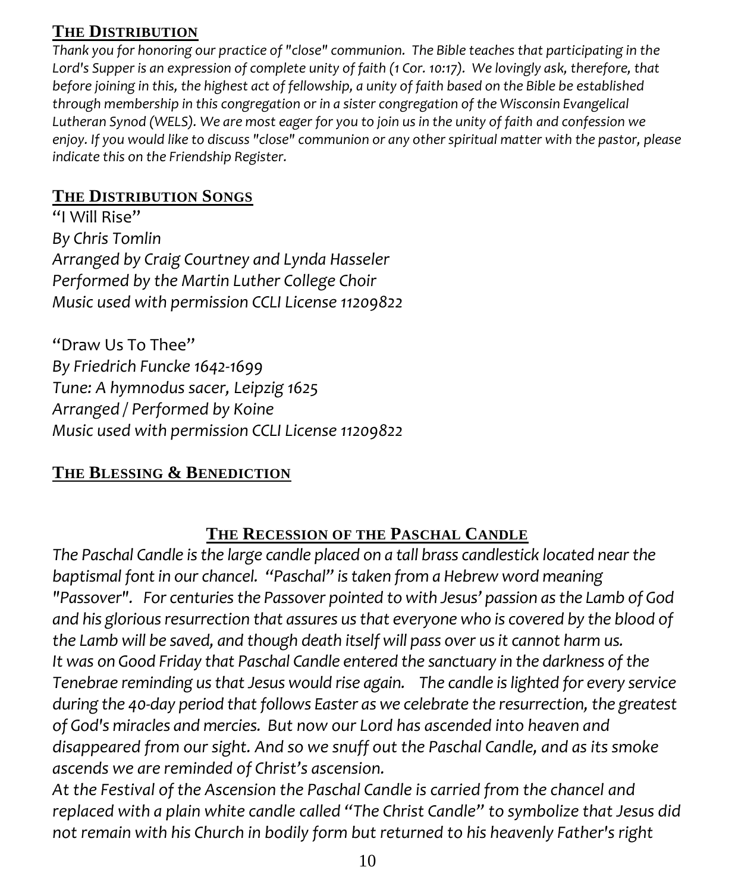## THE DISTRIBUTION

*Thank you for honoring our practice of "close" communion. The Bible teaches that participating in the Lord's Supper is an expression of complete unity of faith (1 Cor. 10:17). We lovingly ask, therefore, that before joining in this, the highest act of fellowship, a unity of faith based on the Bible be established through membership in this congregation or in a sister congregation of the Wisconsin Evangelical Lutheran Synod (WELS). We are most eager for you to join us in the unity of faith and confession we enjoy. If you would like to discuss "close" communion or any other spiritual matter with the pastor, please indicate this on the Friendship Register.*

## THE DISTRIBUTION SONGS

"I Will Rise"
*By Chris Tomlin*
*Arranged by Craig Courtney and Lynda Hasseler*
*Performed by the Martin Luther College Choir*
*Music used with permission CCLI License 11209822*

"Draw Us To Thee"
*By Friedrich Funcke 1642-1699*
*Tune: A hymnodus sacer, Leipzig 1625*
*Arranged / Performed by Koine*
*Music used with permission CCLI License 11209822*

## THE BLESSING & BENEDICTION

## THE RECESSION OF THE PASCHAL CANDLE

*The Paschal Candle is the large candle placed on a tall brass candlestick located near the baptismal font in our chancel. "Paschal" is taken from a Hebrew word meaning "Passover". For centuries the Passover pointed to with Jesus' passion as the Lamb of God and his glorious resurrection that assures us that everyone who is covered by the blood of the Lamb will be saved, and though death itself will pass over us it cannot harm us. It was on Good Friday that Paschal Candle entered the sanctuary in the darkness of the Tenebrae reminding us that Jesus would rise again. The candle is lighted for every service during the 40-day period that follows Easter as we celebrate the resurrection, the greatest of God's miracles and mercies. But now our Lord has ascended into heaven and disappeared from our sight. And so we snuff out the Paschal Candle, and as its smoke ascends we are reminded of Christ's ascension.*
*At the Festival of the Ascension the Paschal Candle is carried from the chancel and replaced with a plain white candle called "The Christ Candle" to symbolize that Jesus did not remain with his Church in bodily form but returned to his heavenly Father's right*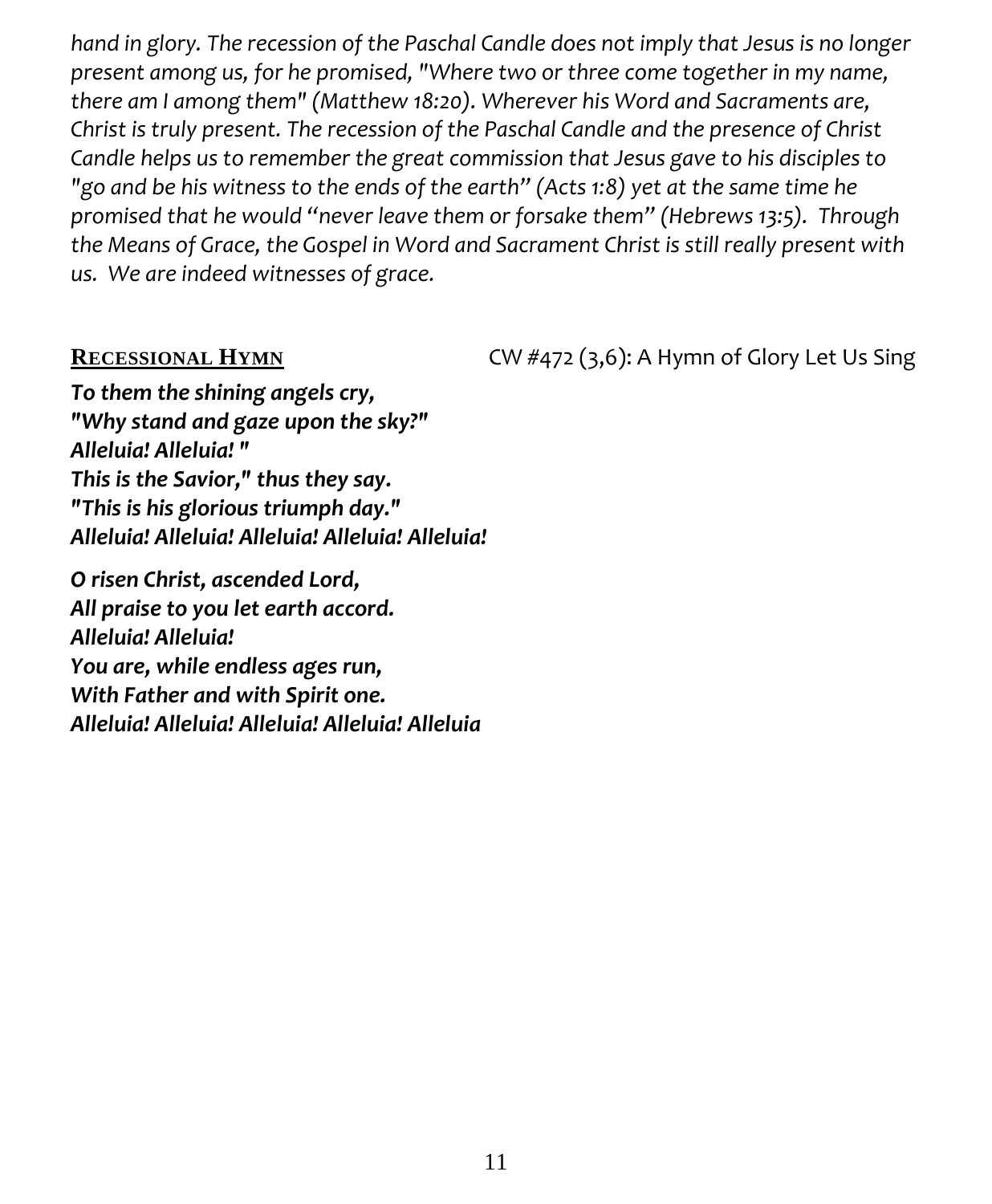*hand in glory. The recession of the Paschal Candle does not imply that Jesus is no longer present among us, for he promised, "Where two or three come together in my name, there am I among them" (Matthew 18:20). Wherever his Word and Sacraments are, Christ is truly present. The recession of the Paschal Candle and the presence of Christ Candle helps us to remember the great commission that Jesus gave to his disciples to "go and be his witness to the ends of the earth" (Acts 1:8) yet at the same time he promised that he would "never leave them or forsake them" (Hebrews 13:5). Through the Means of Grace, the Gospel in Word and Sacrament Christ is still really present with us. We are indeed witnesses of grace.*

**RECESSIONAL HYMN** CW #472 (3,6): A Hymn of Glory Let Us Sing

***To them the shining angels cry,***
***"Why stand and gaze upon the sky?"***
***Alleluia! Alleluia! "***
***This is the Savior," thus they say.***
***"This is his glorious triumph day."***
***Alleluia! Alleluia! Alleluia! Alleluia! Alleluia!***

***O risen Christ, ascended Lord,***
***All praise to you let earth accord.***
***Alleluia! Alleluia!***
***You are, while endless ages run,***
***With Father and with Spirit one.***
***Alleluia! Alleluia! Alleluia! Alleluia! Alleluia***